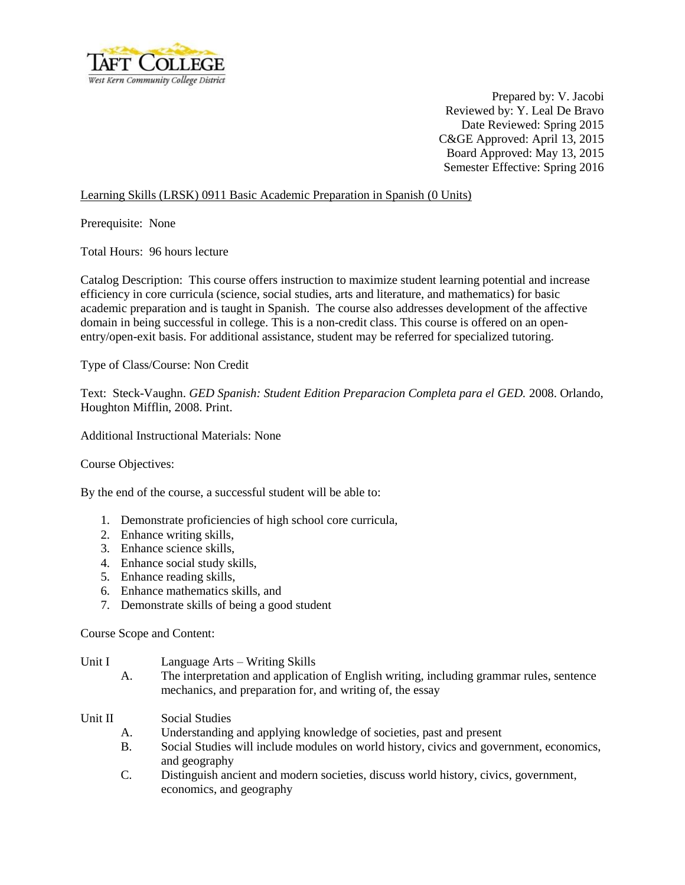Prepared by: V. Jacobi
Reviewed by: Y. Leal De Bravo
Date Reviewed: Spring 2015
C&GE Approved: April 13, 2015
Board Approved: May 13, 2015
Semester Effective: Spring 2016

Learning Skills (LRSK) 0911 Basic Academic Preparation in Spanish (0 Units)

Prerequisite: None

Total Hours: 96 hours lecture

Catalog Description: This course offers instruction to maximize student learning potential and increase efficiency in core curricula (science, social studies, arts and literature, and mathematics) for basic academic preparation and is taught in Spanish. The course also addresses development of the affective domain in being successful in college. This is a non-credit class. This course is offered on an open-entry/open-exit basis. For additional assistance, student may be referred for specialized tutoring.

Type of Class/Course: Non Credit

Text: Steck-Vaughn. *GED Spanish: Student Edition Preparacion Completa para el GED.* 2008. Orlando, Houghton Mifflin, 2008. Print.

Additional Instructional Materials: None

Course Objectives:

By the end of the course, a successful student will be able to:

1. Demonstrate proficiencies of high school core curricula,
2. Enhance writing skills,
3. Enhance science skills,
4. Enhance social study skills,
5. Enhance reading skills,
6. Enhance mathematics skills, and
7. Demonstrate skills of being a good student

Course Scope and Content:

Unit I Language Arts – Writing Skills

- A. The interpretation and application of English writing, including grammar rules, sentence mechanics, and preparation for, and writing of, the essay

Unit II Social Studies

- A. Understanding and applying knowledge of societies, past and present
- B. Social Studies will include modules on world history, civics and government, economics, and geography
- C. Distinguish ancient and modern societies, discuss world history, civics, government, economics, and geography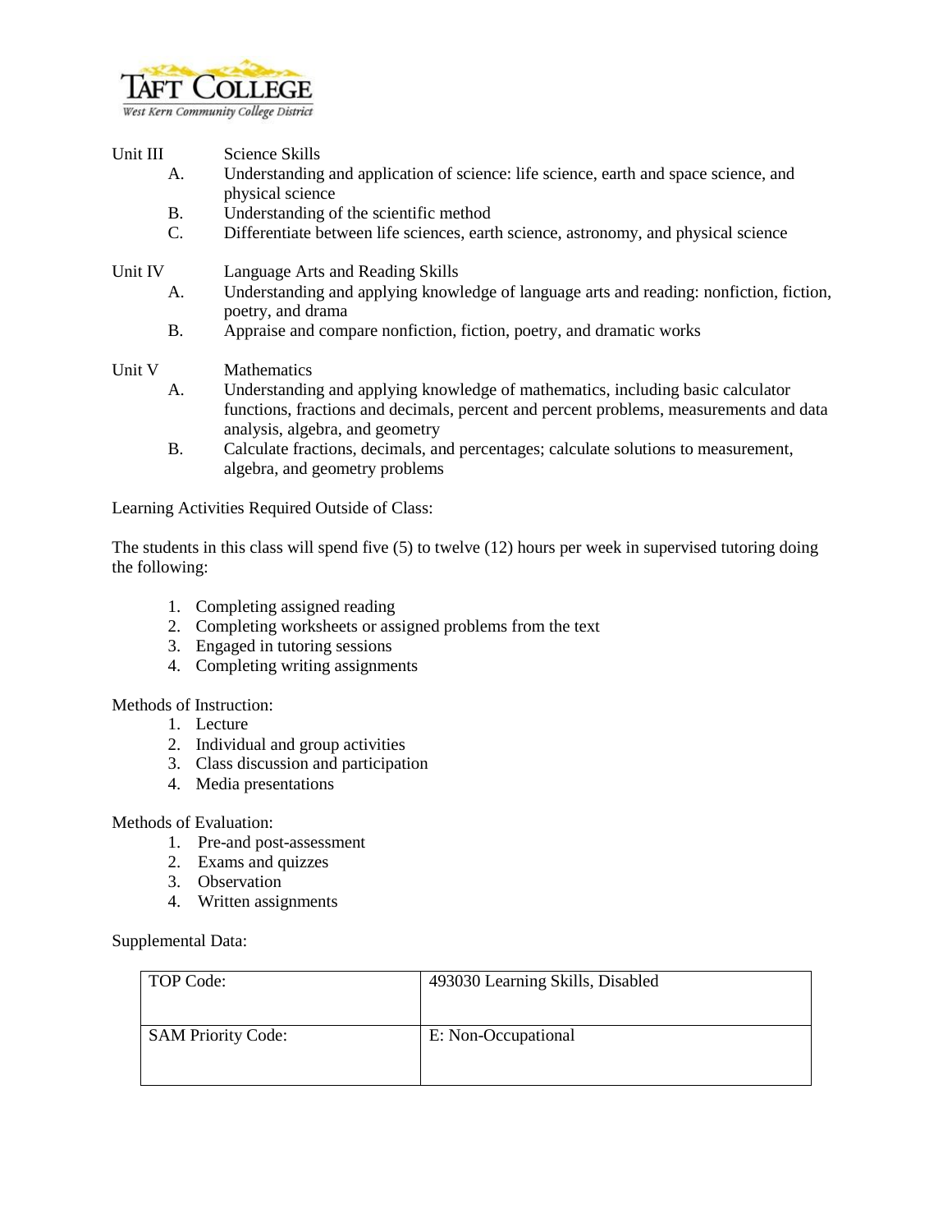Unit III Science Skills

A. Understanding and application of science: life science, earth and space science, and physical science
B. Understanding of the scientific method
C. Differentiate between life sciences, earth science, astronomy, and physical science

Unit IV Language Arts and Reading Skills

A. Understanding and applying knowledge of language arts and reading: nonfiction, fiction, poetry, and drama
B. Appraise and compare nonfiction, fiction, poetry, and dramatic works

Unit V Mathematics

A. Understanding and applying knowledge of mathematics, including basic calculator functions, fractions and decimals, percent and percent problems, measurements and data analysis, algebra, and geometry
B. Calculate fractions, decimals, and percentages; calculate solutions to measurement, algebra, and geometry problems

Learning Activities Required Outside of Class:

The students in this class will spend five (5) to twelve (12) hours per week in supervised tutoring doing the following:

1. Completing assigned reading
2. Completing worksheets or assigned problems from the text
3. Engaged in tutoring sessions
4. Completing writing assignments

Methods of Instruction:

1. Lecture
2. Individual and group activities
3. Class discussion and participation
4. Media presentations

Methods of Evaluation:

1. Pre-and post-assessment
2. Exams and quizzes
3. Observation
4. Written assignments

Supplemental Data:

| TOP Code: | 493030 Learning Skills, Disabled |
|---|---|
| SAM Priority Code: | E: Non-Occupational |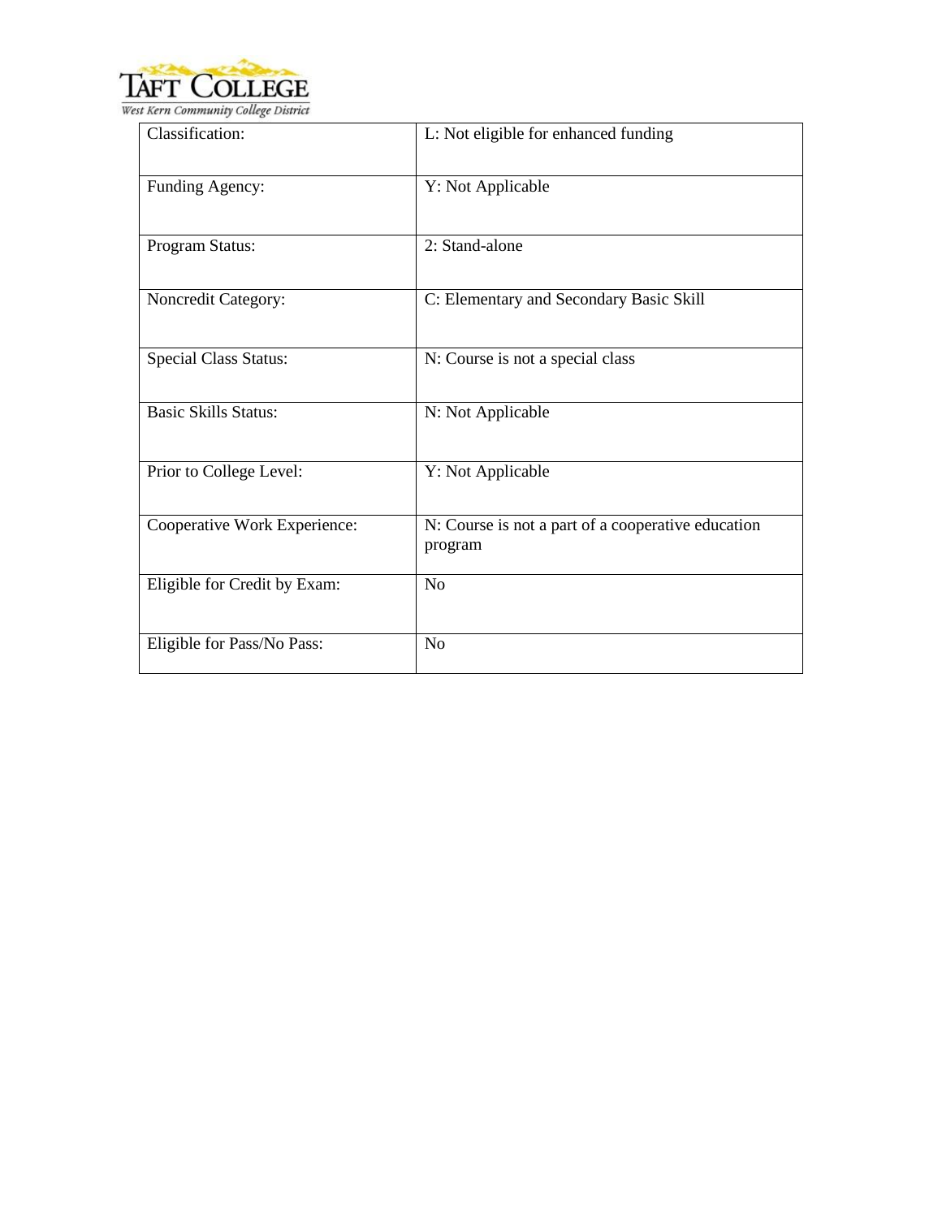| | |
|---|---|
| Classification: | L: Not eligible for enhanced funding |
| Funding Agency: | Y: Not Applicable |
| Program Status: | 2: Stand-alone |
| Noncredit Category: | C: Elementary and Secondary Basic Skill |
| Special Class Status: | N: Course is not a special class |
| Basic Skills Status: | N: Not Applicable |
| Prior to College Level: | Y: Not Applicable |
| Cooperative Work Experience: | N: Course is not a part of a cooperative education program |
| Eligible for Credit by Exam: | No |
| Eligible for Pass/No Pass: | No |